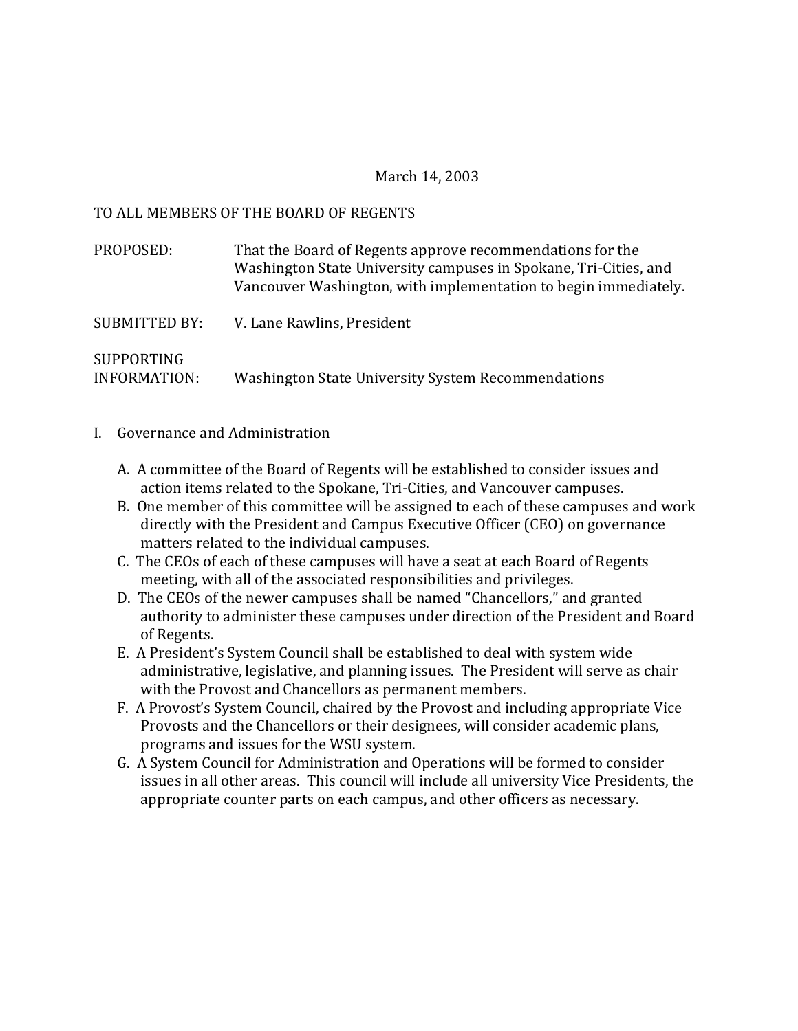March 14, 2003

TO ALL MEMBERS OF THE BOARD OF REGENTS

PROPOSED: That the Board of Regents approve recommendations for the Washington State University campuses in Spokane, Tri-Cities, and Vancouver Washington, with implementation to begin immediately.

SUBMITTED BY: V. Lane Rawlins, President

SUPPORTING INFORMATION: Washington State University System Recommendations

I. Governance and Administration

   A. A committee of the Board of Regents will be established to consider issues and action items related to the Spokane, Tri-Cities, and Vancouver campuses.
   B. One member of this committee will be assigned to each of these campuses and work directly with the President and Campus Executive Officer (CEO) on governance matters related to the individual campuses.
   C. The CEOs of each of these campuses will have a seat at each Board of Regents meeting, with all of the associated responsibilities and privileges.
   D. The CEOs of the newer campuses shall be named "Chancellors," and granted authority to administer these campuses under direction of the President and Board of Regents.
   E. A President's System Council shall be established to deal with system wide administrative, legislative, and planning issues. The President will serve as chair with the Provost and Chancellors as permanent members.
   F. A Provost's System Council, chaired by the Provost and including appropriate Vice Provosts and the Chancellors or their designees, will consider academic plans, programs and issues for the WSU system.
   G. A System Council for Administration and Operations will be formed to consider issues in all other areas. This council will include all university Vice Presidents, the appropriate counter parts on each campus, and other officers as necessary.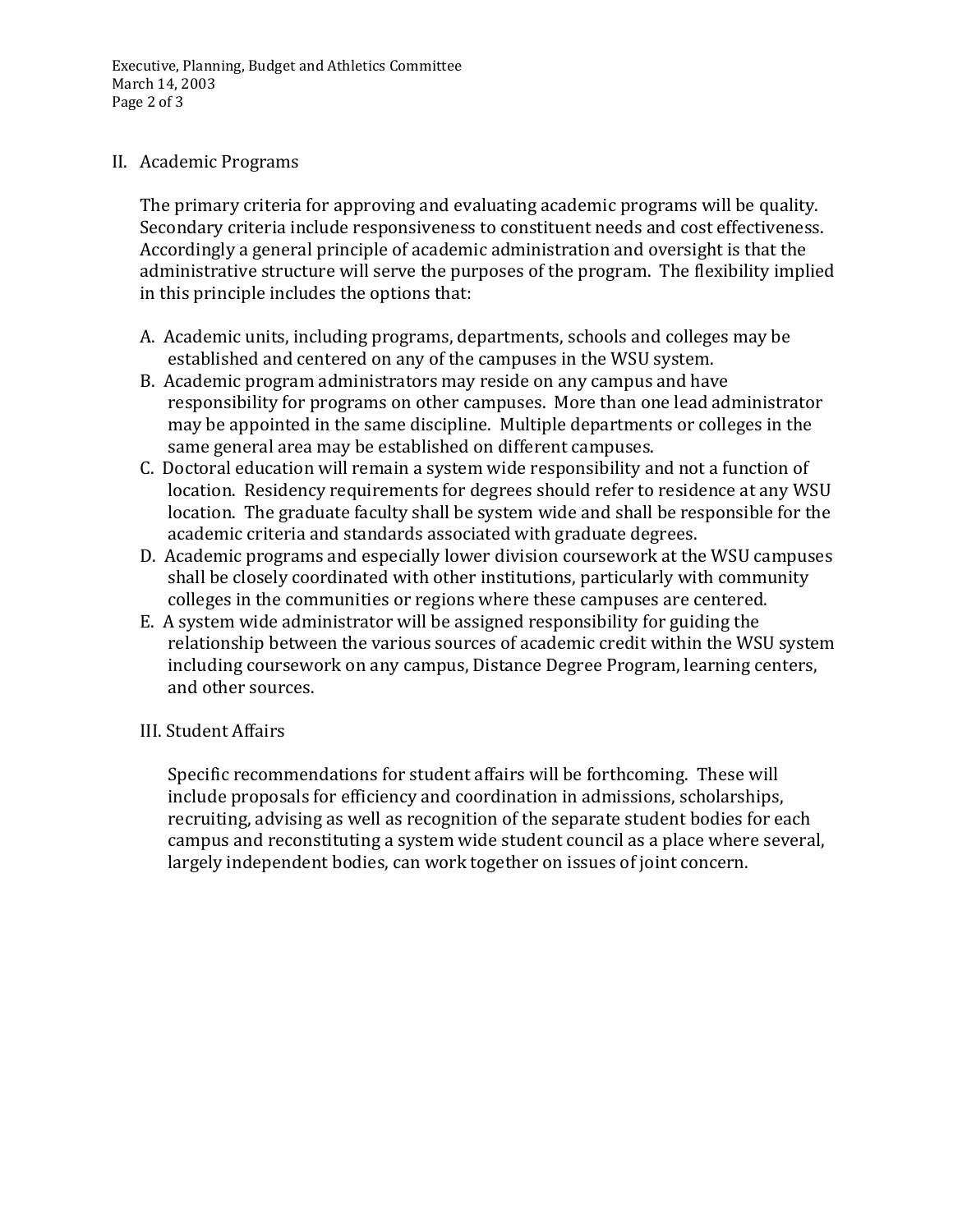## II. Academic Programs

The primary criteria for approving and evaluating academic programs will be quality. Secondary criteria include responsiveness to constituent needs and cost effectiveness. Accordingly a general principle of academic administration and oversight is that the administrative structure will serve the purposes of the program. The flexibility implied in this principle includes the options that:

A. Academic units, including programs, departments, schools and colleges may be established and centered on any of the campuses in the WSU system.

B. Academic program administrators may reside on any campus and have responsibility for programs on other campuses. More than one lead administrator may be appointed in the same discipline. Multiple departments or colleges in the same general area may be established on different campuses.

C. Doctoral education will remain a system wide responsibility and not a function of location. Residency requirements for degrees should refer to residence at any WSU location. The graduate faculty shall be system wide and shall be responsible for the academic criteria and standards associated with graduate degrees.

D. Academic programs and especially lower division coursework at the WSU campuses shall be closely coordinated with other institutions, particularly with community colleges in the communities or regions where these campuses are centered.

E. A system wide administrator will be assigned responsibility for guiding the relationship between the various sources of academic credit within the WSU system including coursework on any campus, Distance Degree Program, learning centers, and other sources.

## III. Student Affairs

Specific recommendations for student affairs will be forthcoming. These will include proposals for efficiency and coordination in admissions, scholarships, recruiting, advising as well as recognition of the separate student bodies for each campus and reconstituting a system wide student council as a place where several, largely independent bodies, can work together on issues of joint concern.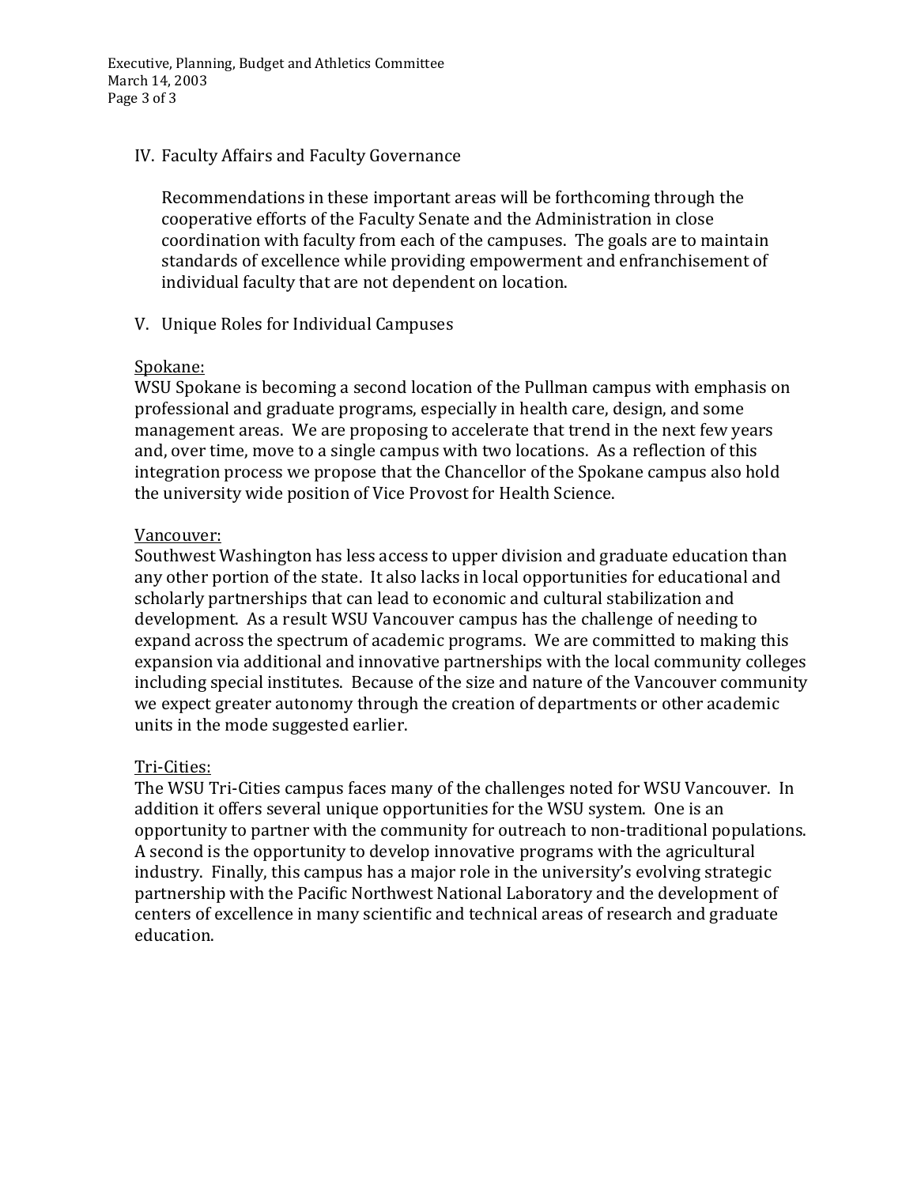## IV. Faculty Affairs and Faculty Governance

Recommendations in these important areas will be forthcoming through the cooperative efforts of the Faculty Senate and the Administration in close coordination with faculty from each of the campuses. The goals are to maintain standards of excellence while providing empowerment and enfranchisement of individual faculty that are not dependent on location.

## V. Unique Roles for Individual Campuses

### Spokane:

WSU Spokane is becoming a second location of the Pullman campus with emphasis on professional and graduate programs, especially in health care, design, and some management areas. We are proposing to accelerate that trend in the next few years and, over time, move to a single campus with two locations. As a reflection of this integration process we propose that the Chancellor of the Spokane campus also hold the university wide position of Vice Provost for Health Science.

### Vancouver:

Southwest Washington has less access to upper division and graduate education than any other portion of the state. It also lacks in local opportunities for educational and scholarly partnerships that can lead to economic and cultural stabilization and development. As a result WSU Vancouver campus has the challenge of needing to expand across the spectrum of academic programs. We are committed to making this expansion via additional and innovative partnerships with the local community colleges including special institutes. Because of the size and nature of the Vancouver community we expect greater autonomy through the creation of departments or other academic units in the mode suggested earlier.

### Tri-Cities:

The WSU Tri-Cities campus faces many of the challenges noted for WSU Vancouver. In addition it offers several unique opportunities for the WSU system. One is an opportunity to partner with the community for outreach to non-traditional populations. A second is the opportunity to develop innovative programs with the agricultural industry. Finally, this campus has a major role in the university's evolving strategic partnership with the Pacific Northwest National Laboratory and the development of centers of excellence in many scientific and technical areas of research and graduate education.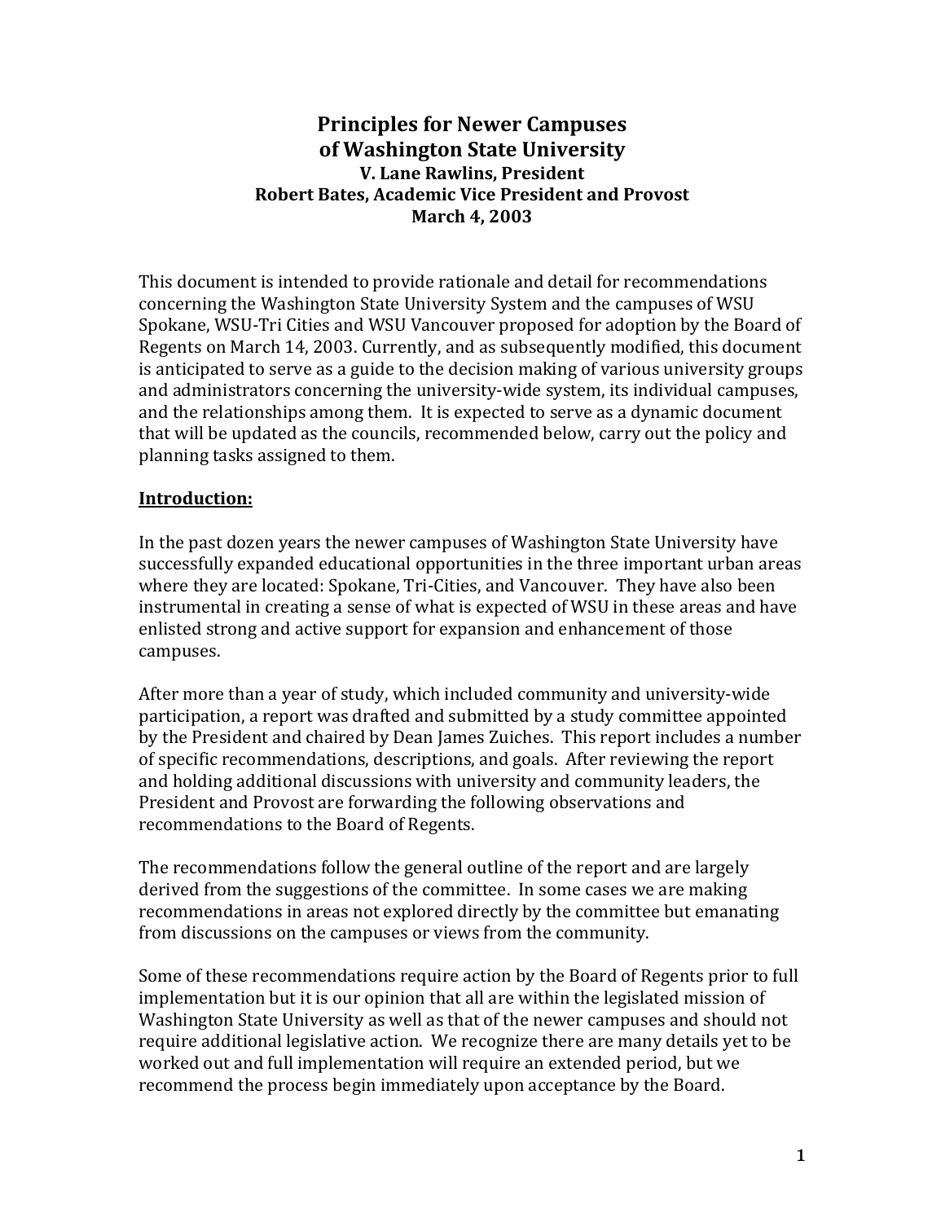# Principles for Newer Campuses of Washington State University

**V. Lane Rawlins, President**
**Robert Bates, Academic Vice President and Provost**
**March 4, 2003**

This document is intended to provide rationale and detail for recommendations concerning the Washington State University System and the campuses of WSU Spokane, WSU-Tri Cities and WSU Vancouver proposed for adoption by the Board of Regents on March 14, 2003. Currently, and as subsequently modified, this document is anticipated to serve as a guide to the decision making of various university groups and administrators concerning the university-wide system, its individual campuses, and the relationships among them. It is expected to serve as a dynamic document that will be updated as the councils, recommended below, carry out the policy and planning tasks assigned to them.

## Introduction:

In the past dozen years the newer campuses of Washington State University have successfully expanded educational opportunities in the three important urban areas where they are located: Spokane, Tri-Cities, and Vancouver. They have also been instrumental in creating a sense of what is expected of WSU in these areas and have enlisted strong and active support for expansion and enhancement of those campuses.

After more than a year of study, which included community and university-wide participation, a report was drafted and submitted by a study committee appointed by the President and chaired by Dean James Zuiches. This report includes a number of specific recommendations, descriptions, and goals. After reviewing the report and holding additional discussions with university and community leaders, the President and Provost are forwarding the following observations and recommendations to the Board of Regents.

The recommendations follow the general outline of the report and are largely derived from the suggestions of the committee. In some cases we are making recommendations in areas not explored directly by the committee but emanating from discussions on the campuses or views from the community.

Some of these recommendations require action by the Board of Regents prior to full implementation but it is our opinion that all are within the legislated mission of Washington State University as well as that of the newer campuses and should not require additional legislative action. We recognize there are many details yet to be worked out and full implementation will require an extended period, but we recommend the process begin immediately upon acceptance by the Board.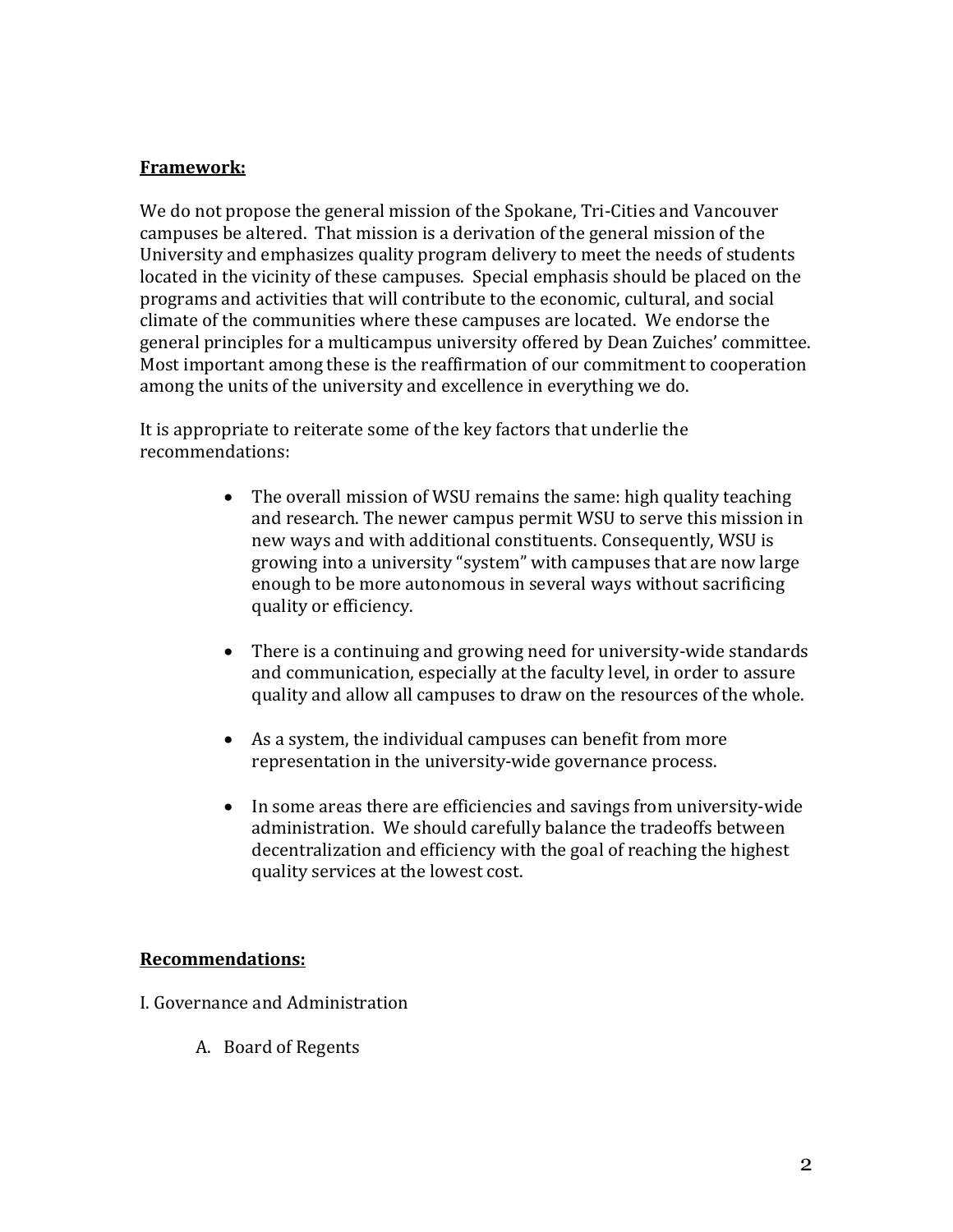**Framework:**

We do not propose the general mission of the Spokane, Tri-Cities and Vancouver campuses be altered. That mission is a derivation of the general mission of the University and emphasizes quality program delivery to meet the needs of students located in the vicinity of these campuses. Special emphasis should be placed on the programs and activities that will contribute to the economic, cultural, and social climate of the communities where these campuses are located. We endorse the general principles for a multicampus university offered by Dean Zuiches' committee. Most important among these is the reaffirmation of our commitment to cooperation among the units of the university and excellence in everything we do.

It is appropriate to reiterate some of the key factors that underlie the recommendations:

- The overall mission of WSU remains the same: high quality teaching and research. The newer campus permit WSU to serve this mission in new ways and with additional constituents. Consequently, WSU is growing into a university "system" with campuses that are now large enough to be more autonomous in several ways without sacrificing quality or efficiency.

- There is a continuing and growing need for university-wide standards and communication, especially at the faculty level, in order to assure quality and allow all campuses to draw on the resources of the whole.

- As a system, the individual campuses can benefit from more representation in the university-wide governance process.

- In some areas there are efficiencies and savings from university-wide administration. We should carefully balance the tradeoffs between decentralization and efficiency with the goal of reaching the highest quality services at the lowest cost.

**Recommendations:**

I. Governance and Administration

A. Board of Regents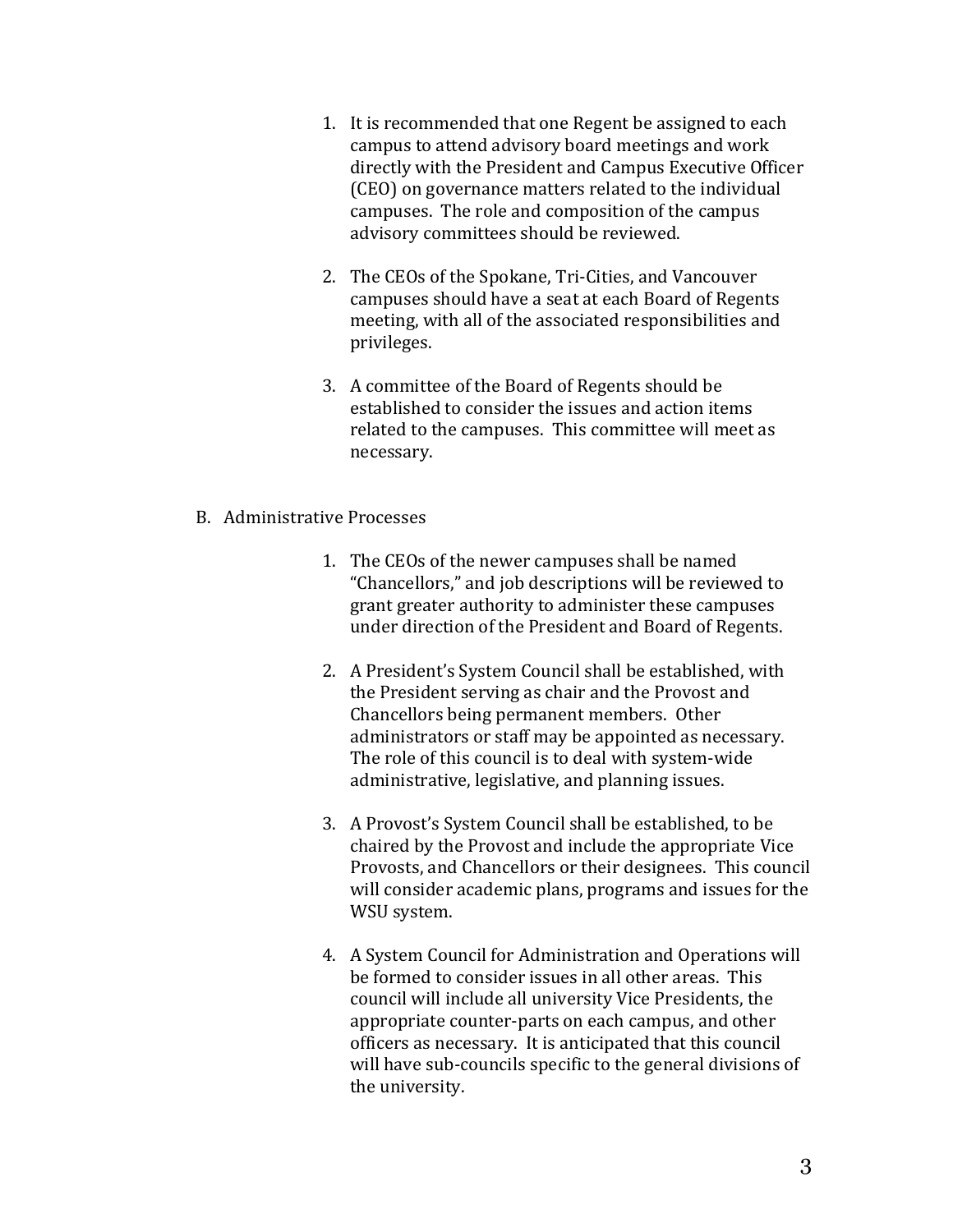1. It is recommended that one Regent be assigned to each campus to attend advisory board meetings and work directly with the President and Campus Executive Officer (CEO) on governance matters related to the individual campuses. The role and composition of the campus advisory committees should be reviewed.

2. The CEOs of the Spokane, Tri-Cities, and Vancouver campuses should have a seat at each Board of Regents meeting, with all of the associated responsibilities and privileges.

3. A committee of the Board of Regents should be established to consider the issues and action items related to the campuses. This committee will meet as necessary.

B. Administrative Processes

1. The CEOs of the newer campuses shall be named "Chancellors," and job descriptions will be reviewed to grant greater authority to administer these campuses under direction of the President and Board of Regents.

2. A President's System Council shall be established, with the President serving as chair and the Provost and Chancellors being permanent members. Other administrators or staff may be appointed as necessary. The role of this council is to deal with system-wide administrative, legislative, and planning issues.

3. A Provost's System Council shall be established, to be chaired by the Provost and include the appropriate Vice Provosts, and Chancellors or their designees. This council will consider academic plans, programs and issues for the WSU system.

4. A System Council for Administration and Operations will be formed to consider issues in all other areas. This council will include all university Vice Presidents, the appropriate counter-parts on each campus, and other officers as necessary. It is anticipated that this council will have sub-councils specific to the general divisions of the university.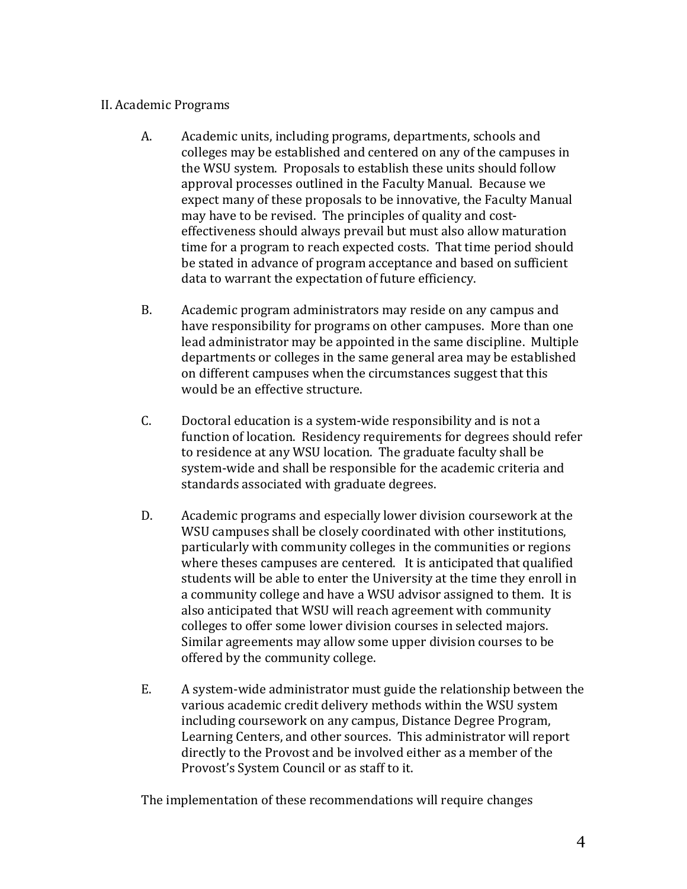## II. Academic Programs

A. Academic units, including programs, departments, schools and colleges may be established and centered on any of the campuses in the WSU system. Proposals to establish these units should follow approval processes outlined in the Faculty Manual. Because we expect many of these proposals to be innovative, the Faculty Manual may have to be revised. The principles of quality and cost-effectiveness should always prevail but must also allow maturation time for a program to reach expected costs. That time period should be stated in advance of program acceptance and based on sufficient data to warrant the expectation of future efficiency.

B. Academic program administrators may reside on any campus and have responsibility for programs on other campuses. More than one lead administrator may be appointed in the same discipline. Multiple departments or colleges in the same general area may be established on different campuses when the circumstances suggest that this would be an effective structure.

C. Doctoral education is a system-wide responsibility and is not a function of location. Residency requirements for degrees should refer to residence at any WSU location. The graduate faculty shall be system-wide and shall be responsible for the academic criteria and standards associated with graduate degrees.

D. Academic programs and especially lower division coursework at the WSU campuses shall be closely coordinated with other institutions, particularly with community colleges in the communities or regions where theses campuses are centered. It is anticipated that qualified students will be able to enter the University at the time they enroll in a community college and have a WSU advisor assigned to them. It is also anticipated that WSU will reach agreement with community colleges to offer some lower division courses in selected majors. Similar agreements may allow some upper division courses to be offered by the community college.

E. A system-wide administrator must guide the relationship between the various academic credit delivery methods within the WSU system including coursework on any campus, Distance Degree Program, Learning Centers, and other sources. This administrator will report directly to the Provost and be involved either as a member of the Provost's System Council or as staff to it.

The implementation of these recommendations will require changes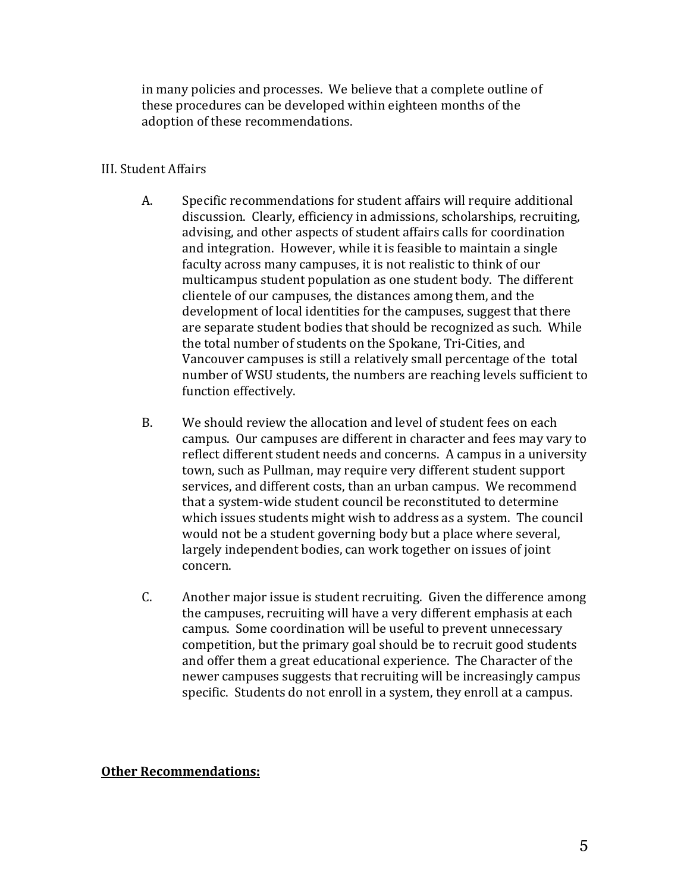in many policies and processes. We believe that a complete outline of these procedures can be developed within eighteen months of the adoption of these recommendations.

III. Student Affairs

A. Specific recommendations for student affairs will require additional discussion. Clearly, efficiency in admissions, scholarships, recruiting, advising, and other aspects of student affairs calls for coordination and integration. However, while it is feasible to maintain a single faculty across many campuses, it is not realistic to think of our multicampus student population as one student body. The different clientele of our campuses, the distances among them, and the development of local identities for the campuses, suggest that there are separate student bodies that should be recognized as such. While the total number of students on the Spokane, Tri-Cities, and Vancouver campuses is still a relatively small percentage of the total number of WSU students, the numbers are reaching levels sufficient to function effectively.

B. We should review the allocation and level of student fees on each campus. Our campuses are different in character and fees may vary to reflect different student needs and concerns. A campus in a university town, such as Pullman, may require very different student support services, and different costs, than an urban campus. We recommend that a system-wide student council be reconstituted to determine which issues students might wish to address as a system. The council would not be a student governing body but a place where several, largely independent bodies, can work together on issues of joint concern.

C. Another major issue is student recruiting. Given the difference among the campuses, recruiting will have a very different emphasis at each campus. Some coordination will be useful to prevent unnecessary competition, but the primary goal should be to recruit good students and offer them a great educational experience. The Character of the newer campuses suggests that recruiting will be increasingly campus specific. Students do not enroll in a system, they enroll at a campus.

**Other Recommendations:**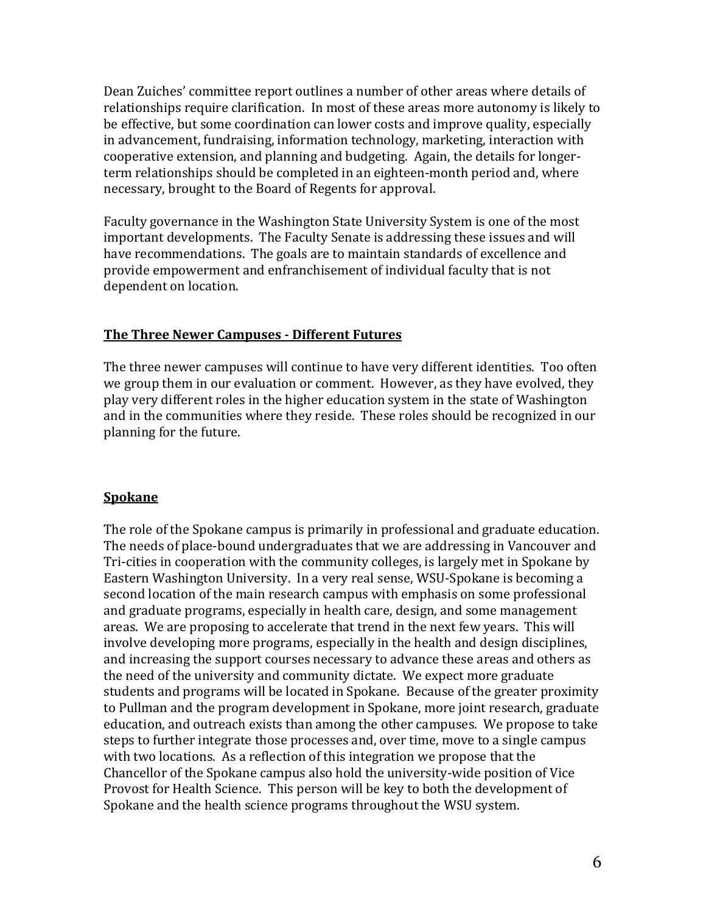Dean Zuiches' committee report outlines a number of other areas where details of relationships require clarification. In most of these areas more autonomy is likely to be effective, but some coordination can lower costs and improve quality, especially in advancement, fundraising, information technology, marketing, interaction with cooperative extension, and planning and budgeting. Again, the details for longer-term relationships should be completed in an eighteen-month period and, where necessary, brought to the Board of Regents for approval.

Faculty governance in the Washington State University System is one of the most important developments. The Faculty Senate is addressing these issues and will have recommendations. The goals are to maintain standards of excellence and provide empowerment and enfranchisement of individual faculty that is not dependent on location.

## <u>The Three Newer Campuses - Different Futures</u>

The three newer campuses will continue to have very different identities. Too often we group them in our evaluation or comment. However, as they have evolved, they play very different roles in the higher education system in the state of Washington and in the communities where they reside. These roles should be recognized in our planning for the future.

## <u>Spokane</u>

The role of the Spokane campus is primarily in professional and graduate education. The needs of place-bound undergraduates that we are addressing in Vancouver and Tri-cities in cooperation with the community colleges, is largely met in Spokane by Eastern Washington University. In a very real sense, WSU-Spokane is becoming a second location of the main research campus with emphasis on some professional and graduate programs, especially in health care, design, and some management areas. We are proposing to accelerate that trend in the next few years. This will involve developing more programs, especially in the health and design disciplines, and increasing the support courses necessary to advance these areas and others as the need of the university and community dictate. We expect more graduate students and programs will be located in Spokane. Because of the greater proximity to Pullman and the program development in Spokane, more joint research, graduate education, and outreach exists than among the other campuses. We propose to take steps to further integrate those processes and, over time, move to a single campus with two locations. As a reflection of this integration we propose that the Chancellor of the Spokane campus also hold the university-wide position of Vice Provost for Health Science. This person will be key to both the development of Spokane and the health science programs throughout the WSU system.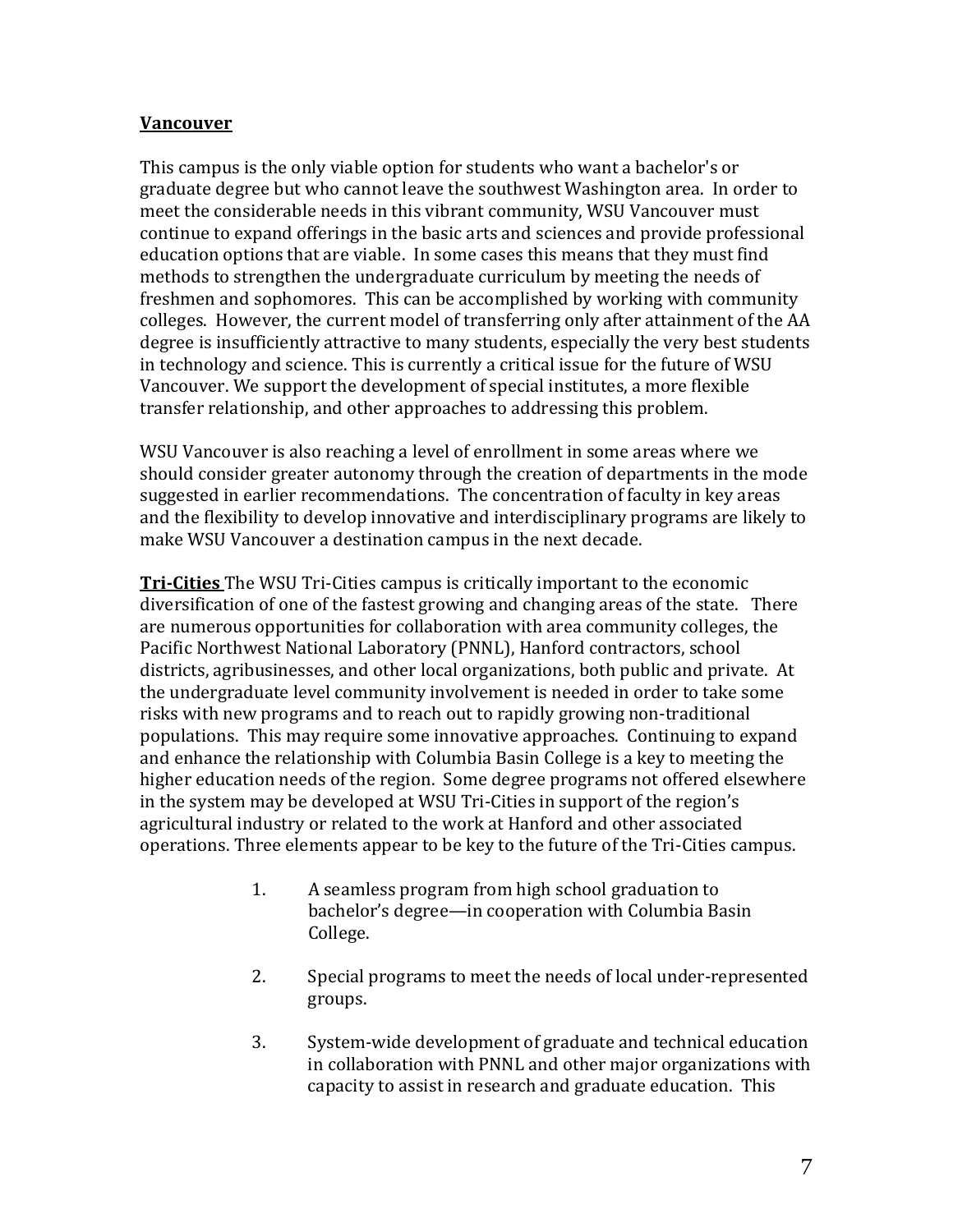**Vancouver**

This campus is the only viable option for students who want a bachelor's or graduate degree but who cannot leave the southwest Washington area. In order to meet the considerable needs in this vibrant community, WSU Vancouver must continue to expand offerings in the basic arts and sciences and provide professional education options that are viable. In some cases this means that they must find methods to strengthen the undergraduate curriculum by meeting the needs of freshmen and sophomores. This can be accomplished by working with community colleges. However, the current model of transferring only after attainment of the AA degree is insufficiently attractive to many students, especially the very best students in technology and science. This is currently a critical issue for the future of WSU Vancouver. We support the development of special institutes, a more flexible transfer relationship, and other approaches to addressing this problem.

WSU Vancouver is also reaching a level of enrollment in some areas where we should consider greater autonomy through the creation of departments in the mode suggested in earlier recommendations. The concentration of faculty in key areas and the flexibility to develop innovative and interdisciplinary programs are likely to make WSU Vancouver a destination campus in the next decade.

**Tri-Cities** The WSU Tri-Cities campus is critically important to the economic diversification of one of the fastest growing and changing areas of the state. There are numerous opportunities for collaboration with area community colleges, the Pacific Northwest National Laboratory (PNNL), Hanford contractors, school districts, agribusinesses, and other local organizations, both public and private. At the undergraduate level community involvement is needed in order to take some risks with new programs and to reach out to rapidly growing non-traditional populations. This may require some innovative approaches. Continuing to expand and enhance the relationship with Columbia Basin College is a key to meeting the higher education needs of the region. Some degree programs not offered elsewhere in the system may be developed at WSU Tri-Cities in support of the region's agricultural industry or related to the work at Hanford and other associated operations. Three elements appear to be key to the future of the Tri-Cities campus.

1. A seamless program from high school graduation to bachelor's degree—in cooperation with Columbia Basin College.

2. Special programs to meet the needs of local under-represented groups.

3. System-wide development of graduate and technical education in collaboration with PNNL and other major organizations with capacity to assist in research and graduate education. This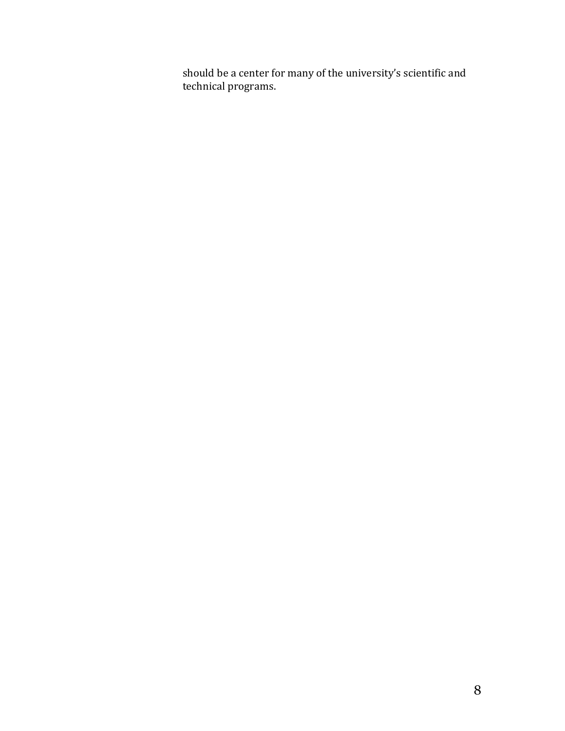should be a center for many of the university's scientific and technical programs.